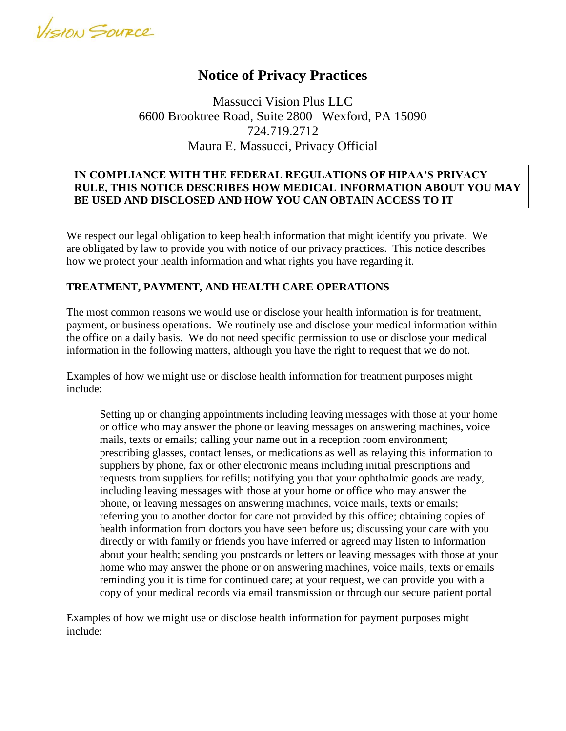Vision Source

# Notice of Privacy Practices

Massucci Vision Plus LLC
6600 Brooktree Road, Suite 2800 Wexford, PA 15090
724.719.2712
Maura E. Massucci, Privacy Official

**IN COMPLIANCE WITH THE FEDERAL REGULATIONS OF HIPAA'S PRIVACY RULE, THIS NOTICE DESCRIBES HOW MEDICAL INFORMATION ABOUT YOU MAY BE USED AND DISCLOSED AND HOW YOU CAN OBTAIN ACCESS TO IT**

We respect our legal obligation to keep health information that might identify you private. We are obligated by law to provide you with notice of our privacy practices. This notice describes how we protect your health information and what rights you have regarding it.

## TREATMENT, PAYMENT, AND HEALTH CARE OPERATIONS

The most common reasons we would use or disclose your health information is for treatment, payment, or business operations. We routinely use and disclose your medical information within the office on a daily basis. We do not need specific permission to use or disclose your medical information in the following matters, although you have the right to request that we do not.

Examples of how we might use or disclose health information for treatment purposes might include:

> Setting up or changing appointments including leaving messages with those at your home or office who may answer the phone or leaving messages on answering machines, voice mails, texts or emails; calling your name out in a reception room environment; prescribing glasses, contact lenses, or medications as well as relaying this information to suppliers by phone, fax or other electronic means including initial prescriptions and requests from suppliers for refills; notifying you that your ophthalmic goods are ready, including leaving messages with those at your home or office who may answer the phone, or leaving messages on answering machines, voice mails, texts or emails; referring you to another doctor for care not provided by this office; obtaining copies of health information from doctors you have seen before us; discussing your care with you directly or with family or friends you have inferred or agreed may listen to information about your health; sending you postcards or letters or leaving messages with those at your home who may answer the phone or on answering machines, voice mails, texts or emails reminding you it is time for continued care; at your request, we can provide you with a copy of your medical records via email transmission or through our secure patient portal

Examples of how we might use or disclose health information for payment purposes might include: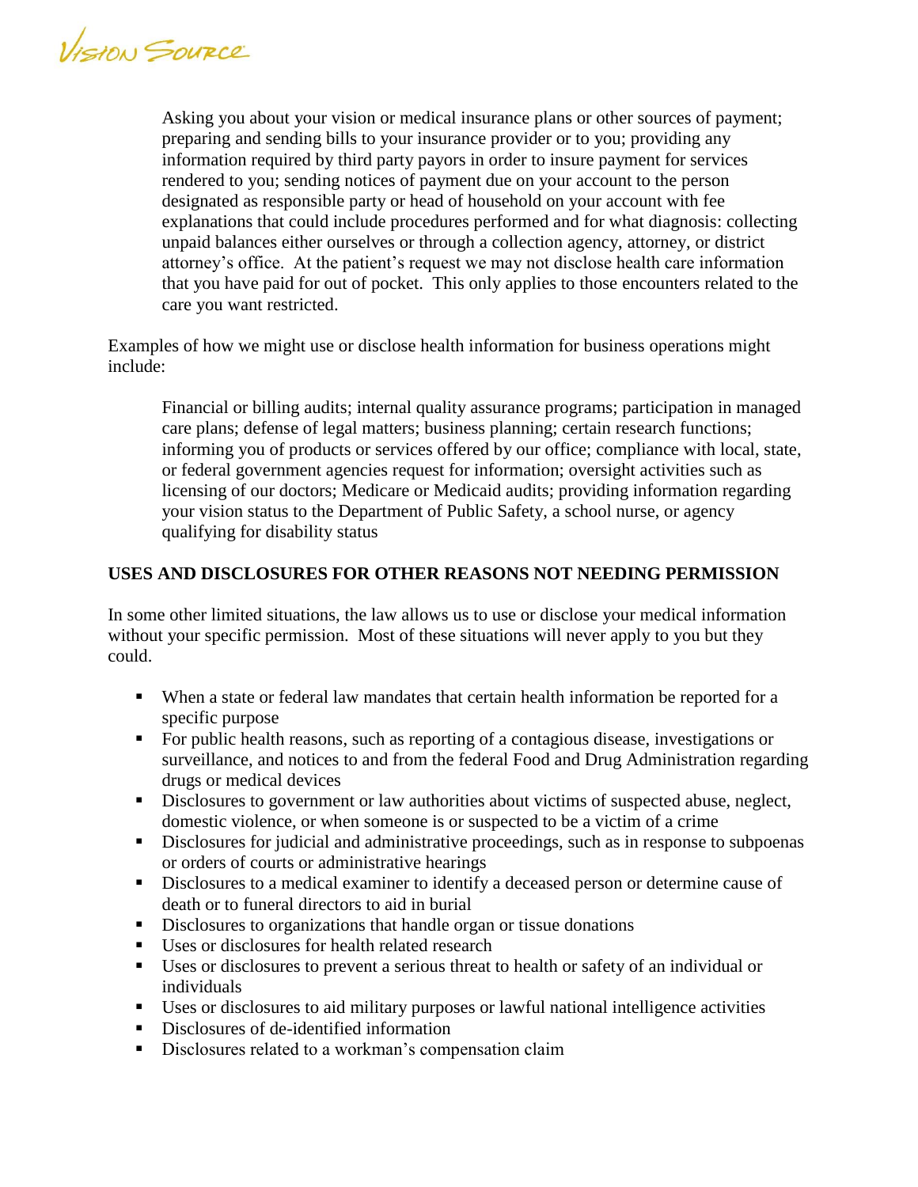Asking you about your vision or medical insurance plans or other sources of payment; preparing and sending bills to your insurance provider or to you; providing any information required by third party payors in order to insure payment for services rendered to you; sending notices of payment due on your account to the person designated as responsible party or head of household on your account with fee explanations that could include procedures performed and for what diagnosis: collecting unpaid balances either ourselves or through a collection agency, attorney, or district attorney's office. At the patient's request we may not disclose health care information that you have paid for out of pocket. This only applies to those encounters related to the care you want restricted.

Examples of how we might use or disclose health information for business operations might include:

Financial or billing audits; internal quality assurance programs; participation in managed care plans; defense of legal matters; business planning; certain research functions; informing you of products or services offered by our office; compliance with local, state, or federal government agencies request for information; oversight activities such as licensing of our doctors; Medicare or Medicaid audits; providing information regarding your vision status to the Department of Public Safety, a school nurse, or agency qualifying for disability status

**USES AND DISCLOSURES FOR OTHER REASONS NOT NEEDING PERMISSION**

In some other limited situations, the law allows us to use or disclose your medical information without your specific permission. Most of these situations will never apply to you but they could.

- When a state or federal law mandates that certain health information be reported for a specific purpose
- For public health reasons, such as reporting of a contagious disease, investigations or surveillance, and notices to and from the federal Food and Drug Administration regarding drugs or medical devices
- Disclosures to government or law authorities about victims of suspected abuse, neglect, domestic violence, or when someone is or suspected to be a victim of a crime
- Disclosures for judicial and administrative proceedings, such as in response to subpoenas or orders of courts or administrative hearings
- Disclosures to a medical examiner to identify a deceased person or determine cause of death or to funeral directors to aid in burial
- Disclosures to organizations that handle organ or tissue donations
- Uses or disclosures for health related research
- Uses or disclosures to prevent a serious threat to health or safety of an individual or individuals
- Uses or disclosures to aid military purposes or lawful national intelligence activities
- Disclosures of de-identified information
- Disclosures related to a workman's compensation claim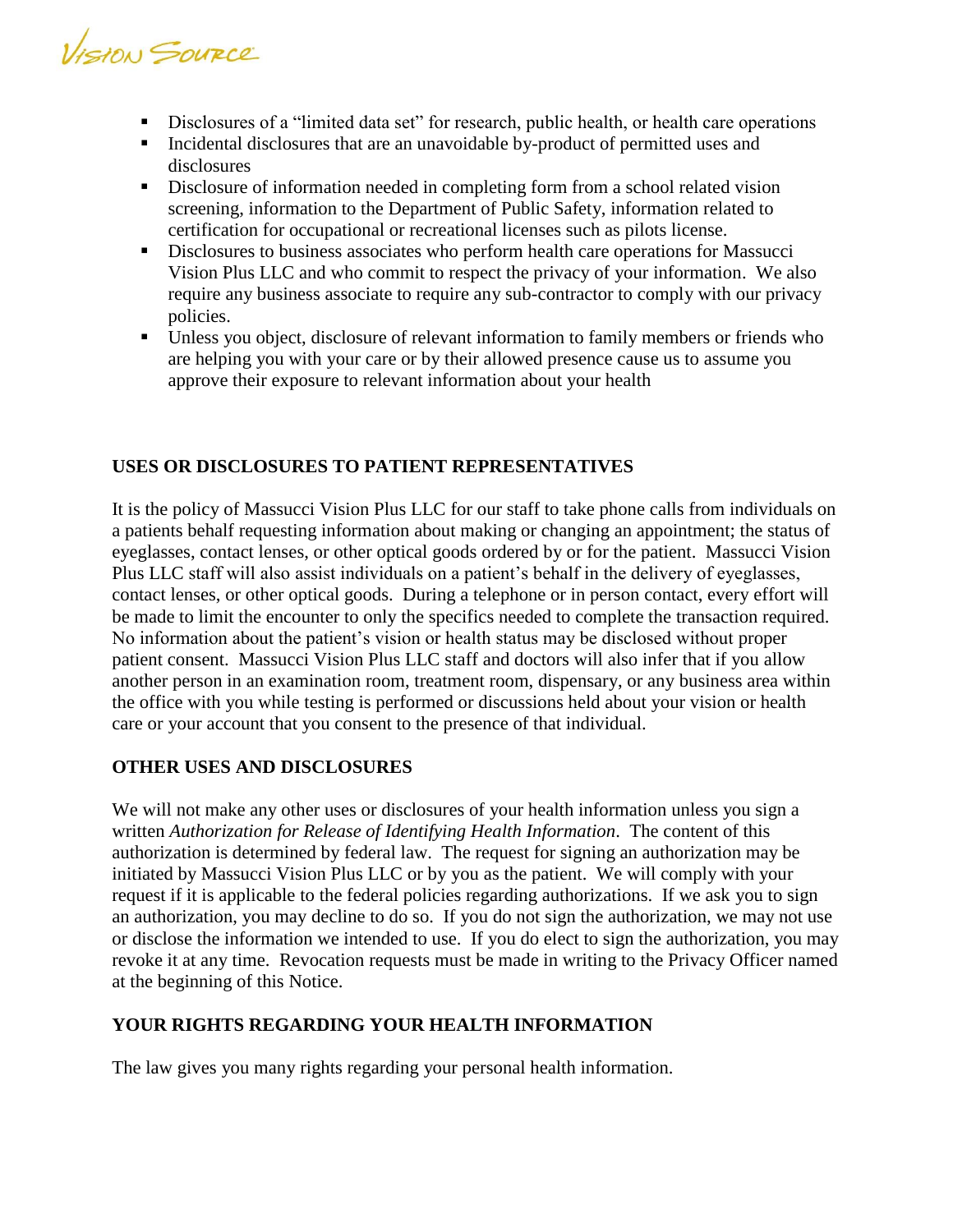- Disclosures of a "limited data set" for research, public health, or health care operations
- Incidental disclosures that are an unavoidable by-product of permitted uses and disclosures
- Disclosure of information needed in completing form from a school related vision screening, information to the Department of Public Safety, information related to certification for occupational or recreational licenses such as pilots license.
- Disclosures to business associates who perform health care operations for Massucci Vision Plus LLC and who commit to respect the privacy of your information. We also require any business associate to require any sub-contractor to comply with our privacy policies.
- Unless you object, disclosure of relevant information to family members or friends who are helping you with your care or by their allowed presence cause us to assume you approve their exposure to relevant information about your health

## USES OR DISCLOSURES TO PATIENT REPRESENTATIVES

It is the policy of Massucci Vision Plus LLC for our staff to take phone calls from individuals on a patients behalf requesting information about making or changing an appointment; the status of eyeglasses, contact lenses, or other optical goods ordered by or for the patient. Massucci Vision Plus LLC staff will also assist individuals on a patient's behalf in the delivery of eyeglasses, contact lenses, or other optical goods. During a telephone or in person contact, every effort will be made to limit the encounter to only the specifics needed to complete the transaction required. No information about the patient's vision or health status may be disclosed without proper patient consent. Massucci Vision Plus LLC staff and doctors will also infer that if you allow another person in an examination room, treatment room, dispensary, or any business area within the office with you while testing is performed or discussions held about your vision or health care or your account that you consent to the presence of that individual.

## OTHER USES AND DISCLOSURES

We will not make any other uses or disclosures of your health information unless you sign a written *Authorization for Release of Identifying Health Information*. The content of this authorization is determined by federal law. The request for signing an authorization may be initiated by Massucci Vision Plus LLC or by you as the patient. We will comply with your request if it is applicable to the federal policies regarding authorizations. If we ask you to sign an authorization, you may decline to do so. If you do not sign the authorization, we may not use or disclose the information we intended to use. If you do elect to sign the authorization, you may revoke it at any time. Revocation requests must be made in writing to the Privacy Officer named at the beginning of this Notice.

## YOUR RIGHTS REGARDING YOUR HEALTH INFORMATION

The law gives you many rights regarding your personal health information.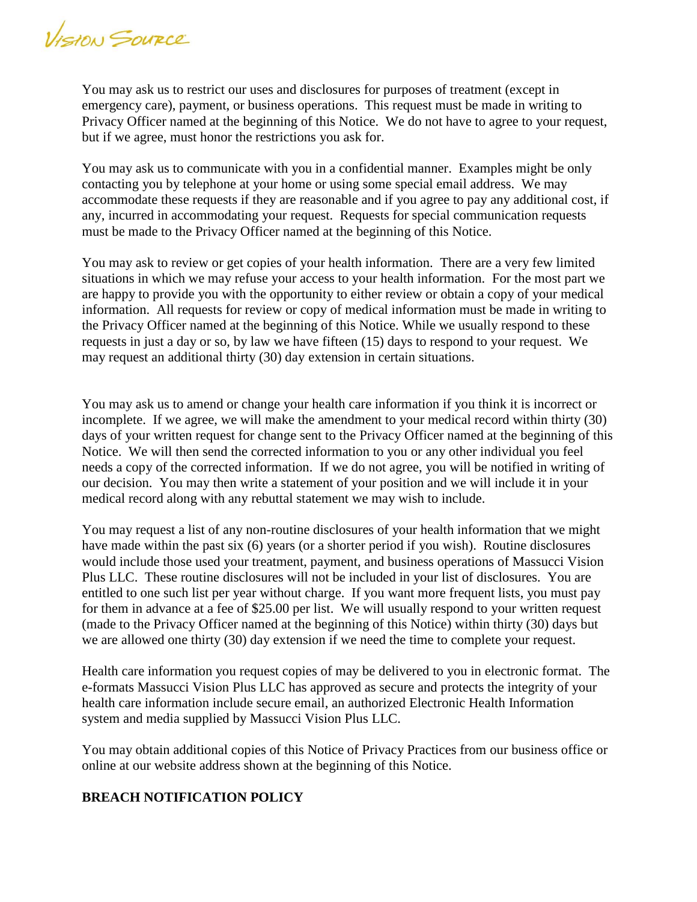You may ask us to restrict our uses and disclosures for purposes of treatment (except in emergency care), payment, or business operations. This request must be made in writing to Privacy Officer named at the beginning of this Notice. We do not have to agree to your request, but if we agree, must honor the restrictions you ask for.

You may ask us to communicate with you in a confidential manner. Examples might be only contacting you by telephone at your home or using some special email address. We may accommodate these requests if they are reasonable and if you agree to pay any additional cost, if any, incurred in accommodating your request. Requests for special communication requests must be made to the Privacy Officer named at the beginning of this Notice.

You may ask to review or get copies of your health information. There are a very few limited situations in which we may refuse your access to your health information. For the most part we are happy to provide you with the opportunity to either review or obtain a copy of your medical information. All requests for review or copy of medical information must be made in writing to the Privacy Officer named at the beginning of this Notice. While we usually respond to these requests in just a day or so, by law we have fifteen (15) days to respond to your request. We may request an additional thirty (30) day extension in certain situations.

You may ask us to amend or change your health care information if you think it is incorrect or incomplete. If we agree, we will make the amendment to your medical record within thirty (30) days of your written request for change sent to the Privacy Officer named at the beginning of this Notice. We will then send the corrected information to you or any other individual you feel needs a copy of the corrected information. If we do not agree, you will be notified in writing of our decision. You may then write a statement of your position and we will include it in your medical record along with any rebuttal statement we may wish to include.

You may request a list of any non-routine disclosures of your health information that we might have made within the past six (6) years (or a shorter period if you wish). Routine disclosures would include those used your treatment, payment, and business operations of Massucci Vision Plus LLC. These routine disclosures will not be included in your list of disclosures. You are entitled to one such list per year without charge. If you want more frequent lists, you must pay for them in advance at a fee of $25.00 per list. We will usually respond to your written request (made to the Privacy Officer named at the beginning of this Notice) within thirty (30) days but we are allowed one thirty (30) day extension if we need the time to complete your request.

Health care information you request copies of may be delivered to you in electronic format. The e-formats Massucci Vision Plus LLC has approved as secure and protects the integrity of your health care information include secure email, an authorized Electronic Health Information system and media supplied by Massucci Vision Plus LLC.

You may obtain additional copies of this Notice of Privacy Practices from our business office or online at our website address shown at the beginning of this Notice.

**BREACH NOTIFICATION POLICY**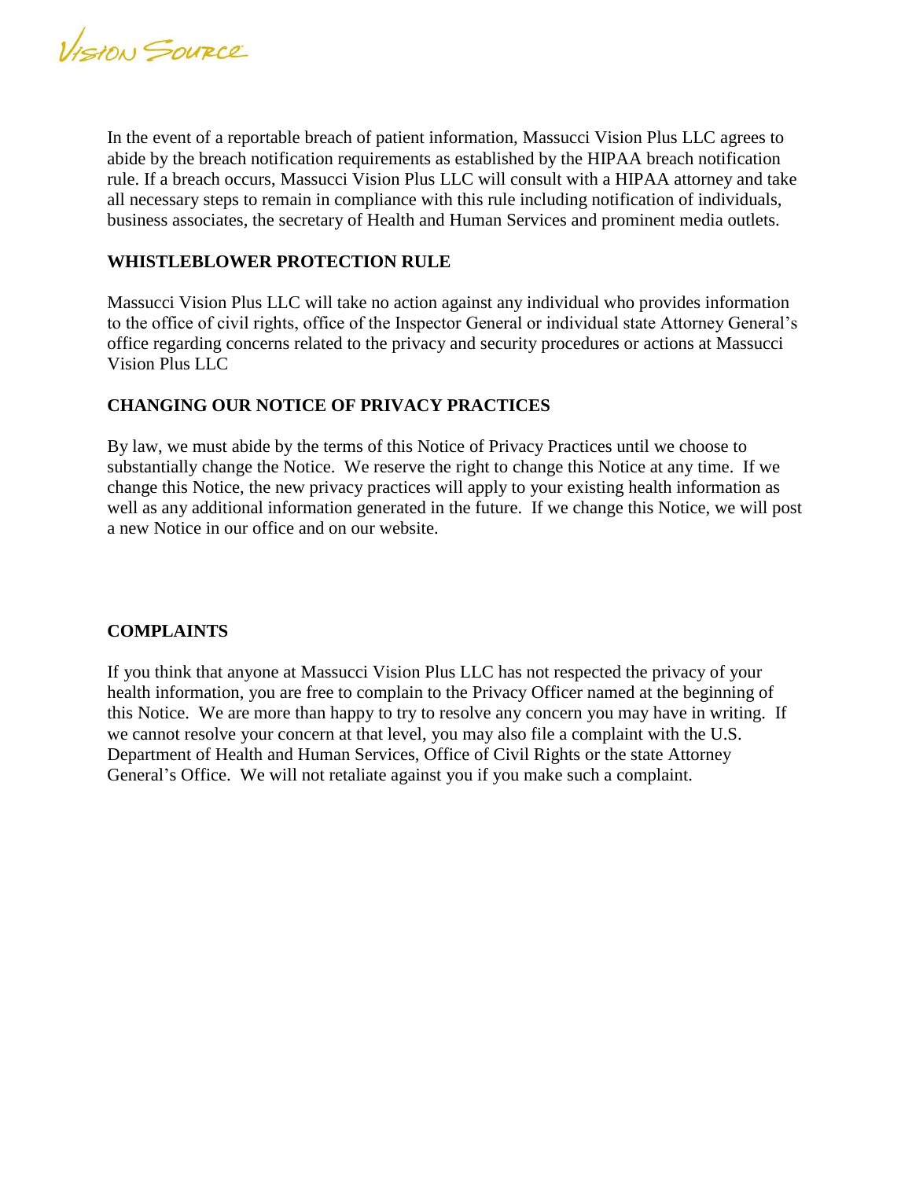In the event of a reportable breach of patient information, Massucci Vision Plus LLC agrees to abide by the breach notification requirements as established by the HIPAA breach notification rule. If a breach occurs, Massucci Vision Plus LLC will consult with a HIPAA attorney and take all necessary steps to remain in compliance with this rule including notification of individuals, business associates, the secretary of Health and Human Services and prominent media outlets.

## WHISTLEBLOWER PROTECTION RULE

Massucci Vision Plus LLC will take no action against any individual who provides information to the office of civil rights, office of the Inspector General or individual state Attorney General's office regarding concerns related to the privacy and security procedures or actions at Massucci Vision Plus LLC

## CHANGING OUR NOTICE OF PRIVACY PRACTICES

By law, we must abide by the terms of this Notice of Privacy Practices until we choose to substantially change the Notice. We reserve the right to change this Notice at any time. If we change this Notice, the new privacy practices will apply to your existing health information as well as any additional information generated in the future. If we change this Notice, we will post a new Notice in our office and on our website.

## COMPLAINTS

If you think that anyone at Massucci Vision Plus LLC has not respected the privacy of your health information, you are free to complain to the Privacy Officer named at the beginning of this Notice. We are more than happy to try to resolve any concern you may have in writing. If we cannot resolve your concern at that level, you may also file a complaint with the U.S. Department of Health and Human Services, Office of Civil Rights or the state Attorney General's Office. We will not retaliate against you if you make such a complaint.